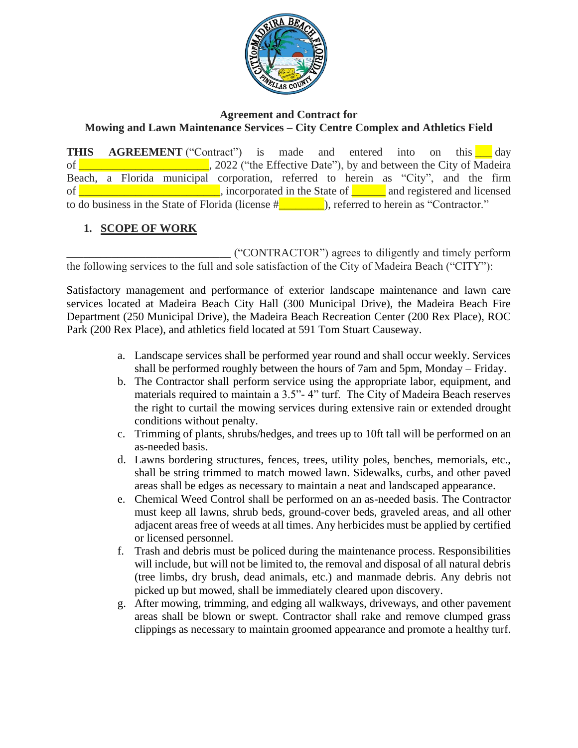**Agreement and Contract for**
**Mowing and Lawn Maintenance Services – City Centre Complex and Athletics Field**

**THIS AGREEMENT** ("Contract") is made and entered into on this ___ day of ______________________, 2022 ("the Effective Date"), by and between the City of Madeira Beach, a Florida municipal corporation, referred to herein as "City", and the firm of ________________________, incorporated in the State of ______ and registered and licensed to do business in the State of Florida (license #________), referred to herein as "Contractor."

## 1. SCOPE OF WORK

____________________________ ("CONTRACTOR") agrees to diligently and timely perform the following services to the full and sole satisfaction of the City of Madeira Beach ("CITY"):

Satisfactory management and performance of exterior landscape maintenance and lawn care services located at Madeira Beach City Hall (300 Municipal Drive), the Madeira Beach Fire Department (250 Municipal Drive), the Madeira Beach Recreation Center (200 Rex Place), ROC Park (200 Rex Place), and athletics field located at 591 Tom Stuart Causeway.

a. Landscape services shall be performed year round and shall occur weekly. Services shall be performed roughly between the hours of 7am and 5pm, Monday – Friday.
b. The Contractor shall perform service using the appropriate labor, equipment, and materials required to maintain a 3.5"- 4" turf. The City of Madeira Beach reserves the right to curtail the mowing services during extensive rain or extended drought conditions without penalty.
c. Trimming of plants, shrubs/hedges, and trees up to 10ft tall will be performed on an as-needed basis.
d. Lawns bordering structures, fences, trees, utility poles, benches, memorials, etc., shall be string trimmed to match mowed lawn. Sidewalks, curbs, and other paved areas shall be edges as necessary to maintain a neat and landscaped appearance.
e. Chemical Weed Control shall be performed on an as-needed basis. The Contractor must keep all lawns, shrub beds, ground-cover beds, graveled areas, and all other adjacent areas free of weeds at all times. Any herbicides must be applied by certified or licensed personnel.
f. Trash and debris must be policed during the maintenance process. Responsibilities will include, but will not be limited to, the removal and disposal of all natural debris (tree limbs, dry brush, dead animals, etc.) and manmade debris. Any debris not picked up but mowed, shall be immediately cleared upon discovery.
g. After mowing, trimming, and edging all walkways, driveways, and other pavement areas shall be blown or swept. Contractor shall rake and remove clumped grass clippings as necessary to maintain groomed appearance and promote a healthy turf.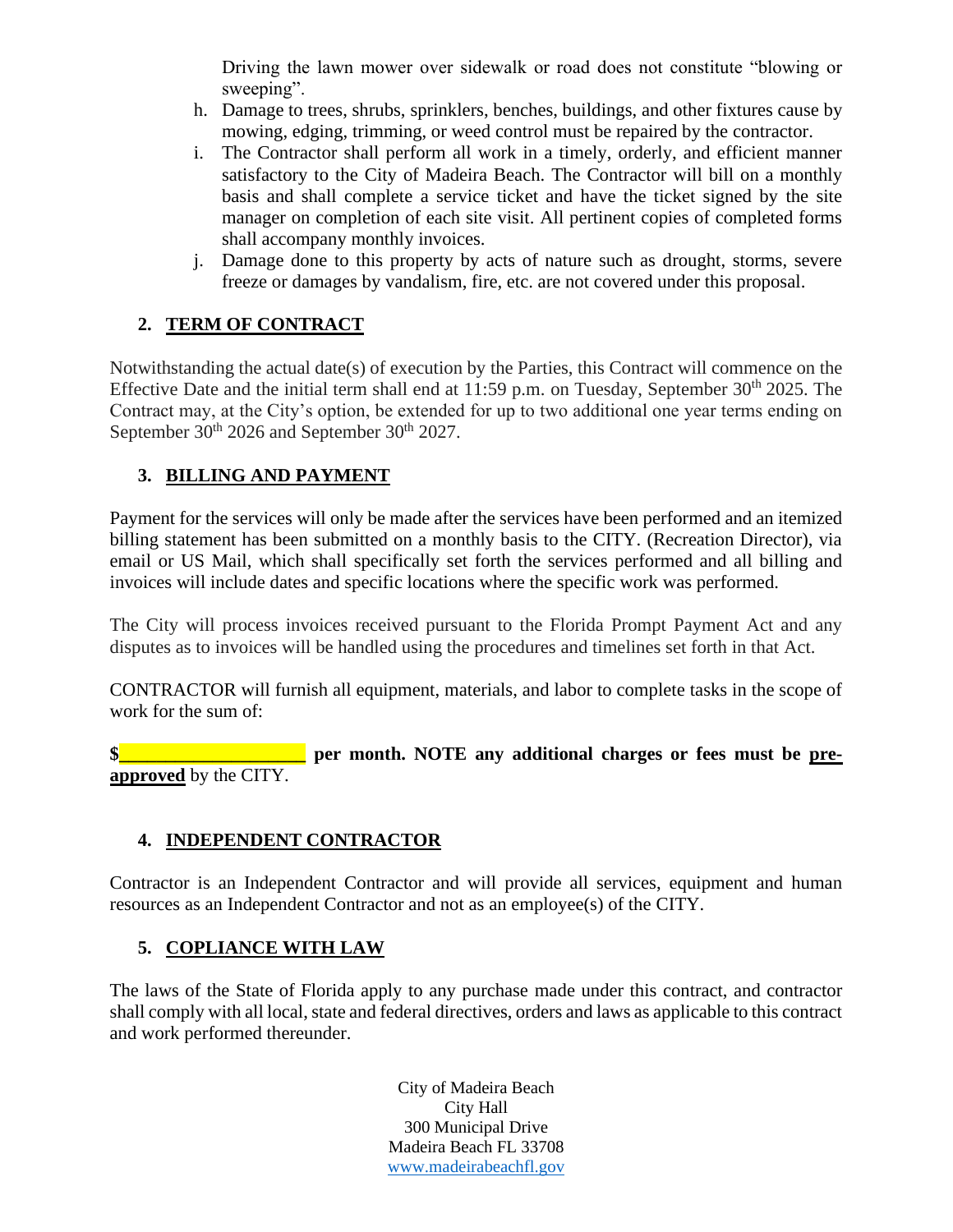Driving the lawn mower over sidewalk or road does not constitute "blowing or sweeping".

h. Damage to trees, shrubs, sprinklers, benches, buildings, and other fixtures cause by mowing, edging, trimming, or weed control must be repaired by the contractor.
i. The Contractor shall perform all work in a timely, orderly, and efficient manner satisfactory to the City of Madeira Beach. The Contractor will bill on a monthly basis and shall complete a service ticket and have the ticket signed by the site manager on completion of each site visit. All pertinent copies of completed forms shall accompany monthly invoices.
j. Damage done to this property by acts of nature such as drought, storms, severe freeze or damages by vandalism, fire, etc. are not covered under this proposal.

## 2. TERM OF CONTRACT

Notwithstanding the actual date(s) of execution by the Parties, this Contract will commence on the Effective Date and the initial term shall end at 11:59 p.m. on Tuesday, September 30th 2025. The Contract may, at the City's option, be extended for up to two additional one year terms ending on September 30th 2026 and September 30th 2027.

## 3. BILLING AND PAYMENT

Payment for the services will only be made after the services have been performed and an itemized billing statement has been submitted on a monthly basis to the CITY. (Recreation Director), via email or US Mail, which shall specifically set forth the services performed and all billing and invoices will include dates and specific locations where the specific work was performed.

The City will process invoices received pursuant to the Florida Prompt Payment Act and any disputes as to invoices will be handled using the procedures and timelines set forth in that Act.

CONTRACTOR will furnish all equipment, materials, and labor to complete tasks in the scope of work for the sum of:

**$\_\_\_\_\_\_\_\_\_\_\_\_\_\_\_\_\_\_ per month. NOTE any additional charges or fees must be <u>pre-approved</u>** by the CITY.

## 4. INDEPENDENT CONTRACTOR

Contractor is an Independent Contractor and will provide all services, equipment and human resources as an Independent Contractor and not as an employee(s) of the CITY.

## 5. COPLIANCE WITH LAW

The laws of the State of Florida apply to any purchase made under this contract, and contractor shall comply with all local, state and federal directives, orders and laws as applicable to this contract and work performed thereunder.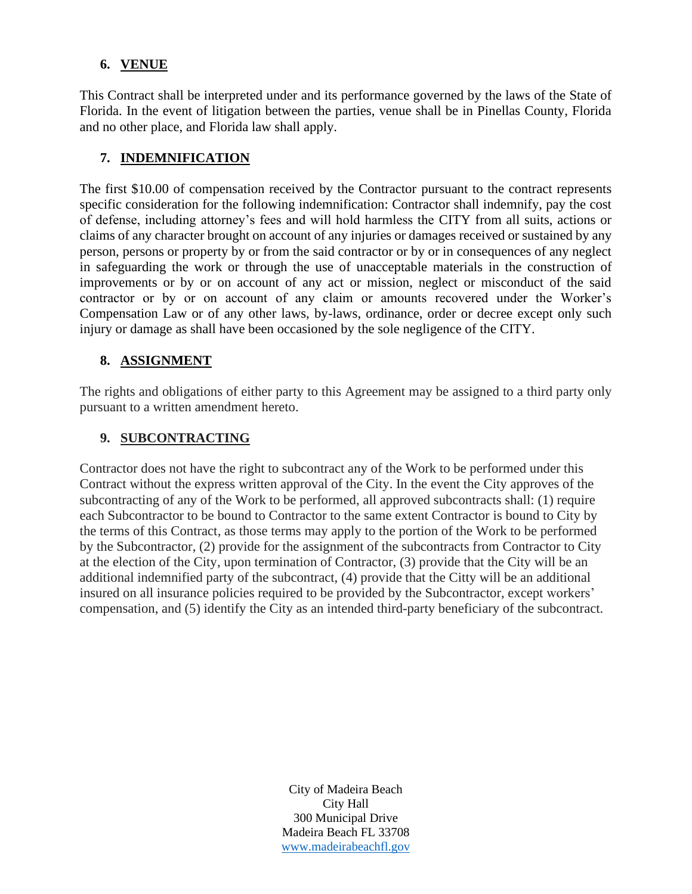## 6. VENUE

This Contract shall be interpreted under and its performance governed by the laws of the State of Florida. In the event of litigation between the parties, venue shall be in Pinellas County, Florida and no other place, and Florida law shall apply.

## 7. INDEMNIFICATION

The first $10.00 of compensation received by the Contractor pursuant to the contract represents specific consideration for the following indemnification: Contractor shall indemnify, pay the cost of defense, including attorney's fees and will hold harmless the CITY from all suits, actions or claims of any character brought on account of any injuries or damages received or sustained by any person, persons or property by or from the said contractor or by or in consequences of any neglect in safeguarding the work or through the use of unacceptable materials in the construction of improvements or by or on account of any act or mission, neglect or misconduct of the said contractor or by or on account of any claim or amounts recovered under the Worker's Compensation Law or of any other laws, by-laws, ordinance, order or decree except only such injury or damage as shall have been occasioned by the sole negligence of the CITY.

## 8. ASSIGNMENT

The rights and obligations of either party to this Agreement may be assigned to a third party only pursuant to a written amendment hereto.

## 9. SUBCONTRACTING

Contractor does not have the right to subcontract any of the Work to be performed under this Contract without the express written approval of the City. In the event the City approves of the subcontracting of any of the Work to be performed, all approved subcontracts shall: (1) require each Subcontractor to be bound to Contractor to the same extent Contractor is bound to City by the terms of this Contract, as those terms may apply to the portion of the Work to be performed by the Subcontractor, (2) provide for the assignment of the subcontracts from Contractor to City at the election of the City, upon termination of Contractor, (3) provide that the City will be an additional indemnified party of the subcontract, (4) provide that the Citty will be an additional insured on all insurance policies required to be provided by the Subcontractor, except workers' compensation, and (5) identify the City as an intended third-party beneficiary of the subcontract.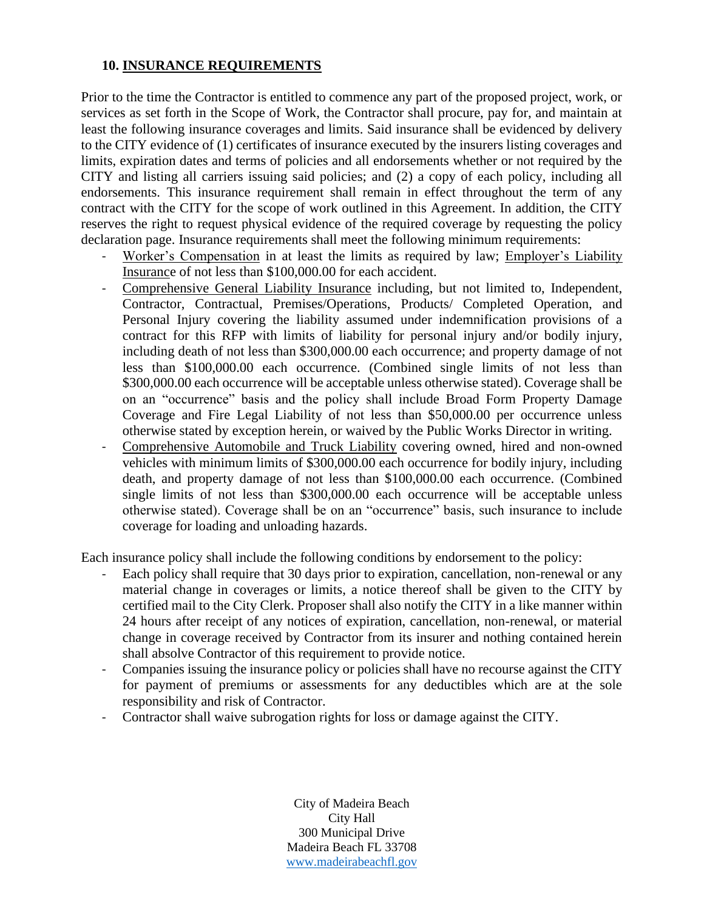## 10. INSURANCE REQUIREMENTS

Prior to the time the Contractor is entitled to commence any part of the proposed project, work, or services as set forth in the Scope of Work, the Contractor shall procure, pay for, and maintain at least the following insurance coverages and limits. Said insurance shall be evidenced by delivery to the CITY evidence of (1) certificates of insurance executed by the insurers listing coverages and limits, expiration dates and terms of policies and all endorsements whether or not required by the CITY and listing all carriers issuing said policies; and (2) a copy of each policy, including all endorsements. This insurance requirement shall remain in effect throughout the term of any contract with the CITY for the scope of work outlined in this Agreement. In addition, the CITY reserves the right to request physical evidence of the required coverage by requesting the policy declaration page. Insurance requirements shall meet the following minimum requirements:

- Worker's Compensation in at least the limits as required by law; Employer's Liability Insurance of not less than $100,000.00 for each accident.
- Comprehensive General Liability Insurance including, but not limited to, Independent, Contractor, Contractual, Premises/Operations, Products/ Completed Operation, and Personal Injury covering the liability assumed under indemnification provisions of a contract for this RFP with limits of liability for personal injury and/or bodily injury, including death of not less than $300,000.00 each occurrence; and property damage of not less than $100,000.00 each occurrence. (Combined single limits of not less than $300,000.00 each occurrence will be acceptable unless otherwise stated). Coverage shall be on an "occurrence" basis and the policy shall include Broad Form Property Damage Coverage and Fire Legal Liability of not less than $50,000.00 per occurrence unless otherwise stated by exception herein, or waived by the Public Works Director in writing.
- Comprehensive Automobile and Truck Liability covering owned, hired and non-owned vehicles with minimum limits of $300,000.00 each occurrence for bodily injury, including death, and property damage of not less than $100,000.00 each occurrence. (Combined single limits of not less than $300,000.00 each occurrence will be acceptable unless otherwise stated). Coverage shall be on an "occurrence" basis, such insurance to include coverage for loading and unloading hazards.

Each insurance policy shall include the following conditions by endorsement to the policy:

- Each policy shall require that 30 days prior to expiration, cancellation, non-renewal or any material change in coverages or limits, a notice thereof shall be given to the CITY by certified mail to the City Clerk. Proposer shall also notify the CITY in a like manner within 24 hours after receipt of any notices of expiration, cancellation, non-renewal, or material change in coverage received by Contractor from its insurer and nothing contained herein shall absolve Contractor of this requirement to provide notice.
- Companies issuing the insurance policy or policies shall have no recourse against the CITY for payment of premiums or assessments for any deductibles which are at the sole responsibility and risk of Contractor.
- Contractor shall waive subrogation rights for loss or damage against the CITY.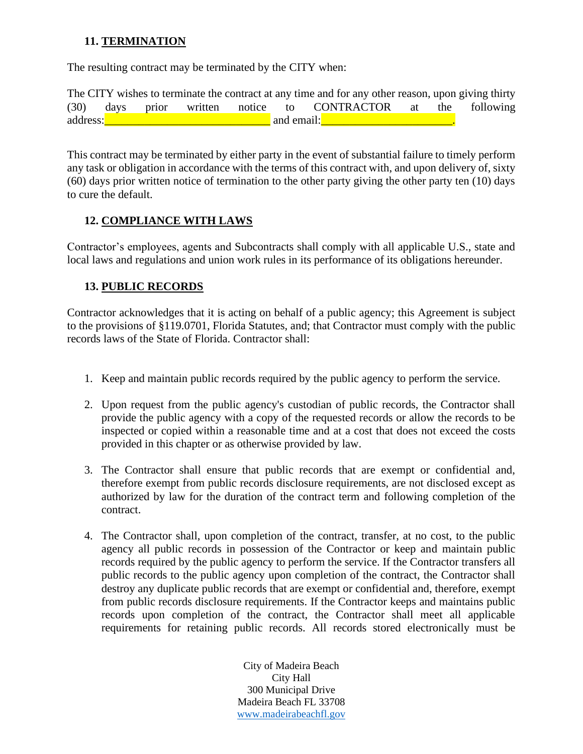### 11. TERMINATION

The resulting contract may be terminated by the CITY when:

The CITY wishes to terminate the contract at any time and for any other reason, upon giving thirty (30) days prior written notice to CONTRACTOR at the following address:______________________________ and email:________________________.

This contract may be terminated by either party in the event of substantial failure to timely perform any task or obligation in accordance with the terms of this contract with, and upon delivery of, sixty (60) days prior written notice of termination to the other party giving the other party ten (10) days to cure the default.

### 12. COMPLIANCE WITH LAWS

Contractor's employees, agents and Subcontracts shall comply with all applicable U.S., state and local laws and regulations and union work rules in its performance of its obligations hereunder.

### 13. PUBLIC RECORDS

Contractor acknowledges that it is acting on behalf of a public agency; this Agreement is subject to the provisions of §119.0701, Florida Statutes, and; that Contractor must comply with the public records laws of the State of Florida. Contractor shall:

1. Keep and maintain public records required by the public agency to perform the service.

2. Upon request from the public agency's custodian of public records, the Contractor shall provide the public agency with a copy of the requested records or allow the records to be inspected or copied within a reasonable time and at a cost that does not exceed the costs provided in this chapter or as otherwise provided by law.

3. The Contractor shall ensure that public records that are exempt or confidential and, therefore exempt from public records disclosure requirements, are not disclosed except as authorized by law for the duration of the contract term and following completion of the contract.

4. The Contractor shall, upon completion of the contract, transfer, at no cost, to the public agency all public records in possession of the Contractor or keep and maintain public records required by the public agency to perform the service. If the Contractor transfers all public records to the public agency upon completion of the contract, the Contractor shall destroy any duplicate public records that are exempt or confidential and, therefore, exempt from public records disclosure requirements. If the Contractor keeps and maintains public records upon completion of the contract, the Contractor shall meet all applicable requirements for retaining public records. All records stored electronically must be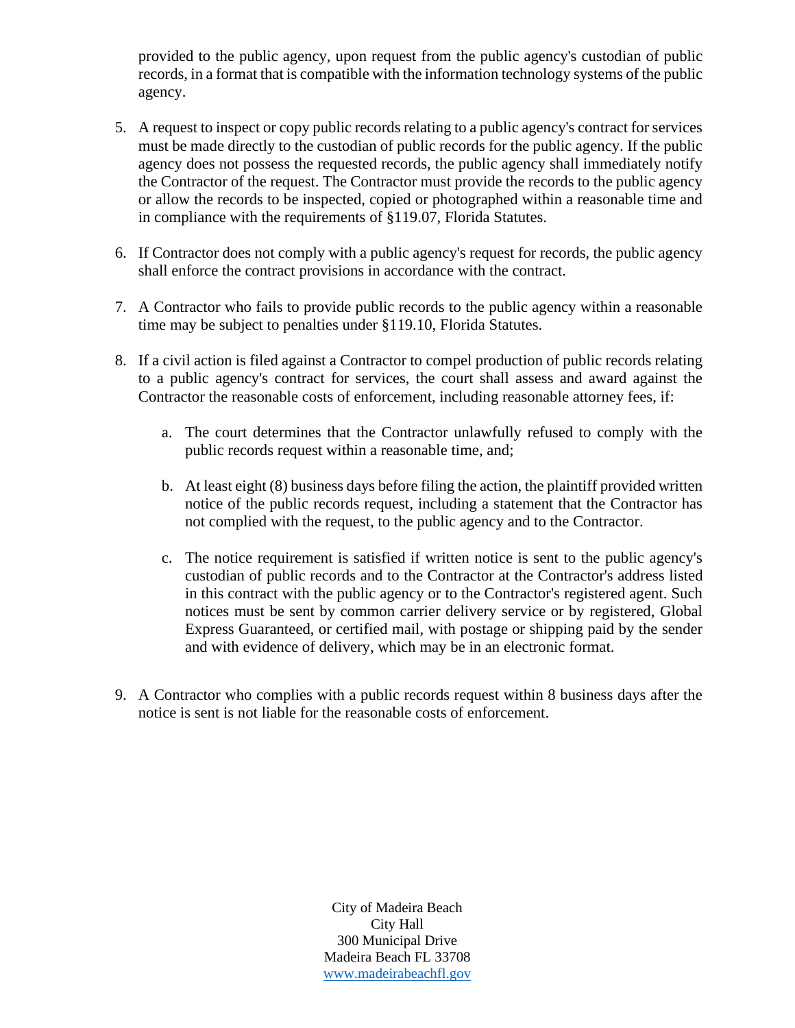provided to the public agency, upon request from the public agency's custodian of public records, in a format that is compatible with the information technology systems of the public agency.

5. A request to inspect or copy public records relating to a public agency's contract for services must be made directly to the custodian of public records for the public agency. If the public agency does not possess the requested records, the public agency shall immediately notify the Contractor of the request. The Contractor must provide the records to the public agency or allow the records to be inspected, copied or photographed within a reasonable time and in compliance with the requirements of §119.07, Florida Statutes.

6. If Contractor does not comply with a public agency's request for records, the public agency shall enforce the contract provisions in accordance with the contract.

7. A Contractor who fails to provide public records to the public agency within a reasonable time may be subject to penalties under §119.10, Florida Statutes.

8. If a civil action is filed against a Contractor to compel production of public records relating to a public agency's contract for services, the court shall assess and award against the Contractor the reasonable costs of enforcement, including reasonable attorney fees, if:

    a. The court determines that the Contractor unlawfully refused to comply with the public records request within a reasonable time, and;

    b. At least eight (8) business days before filing the action, the plaintiff provided written notice of the public records request, including a statement that the Contractor has not complied with the request, to the public agency and to the Contractor.

    c. The notice requirement is satisfied if written notice is sent to the public agency's custodian of public records and to the Contractor at the Contractor's address listed in this contract with the public agency or to the Contractor's registered agent. Such notices must be sent by common carrier delivery service or by registered, Global Express Guaranteed, or certified mail, with postage or shipping paid by the sender and with evidence of delivery, which may be in an electronic format.

9. A Contractor who complies with a public records request within 8 business days after the notice is sent is not liable for the reasonable costs of enforcement.

City of Madeira Beach
City Hall
300 Municipal Drive
Madeira Beach FL 33708
www.madeirabeachfl.gov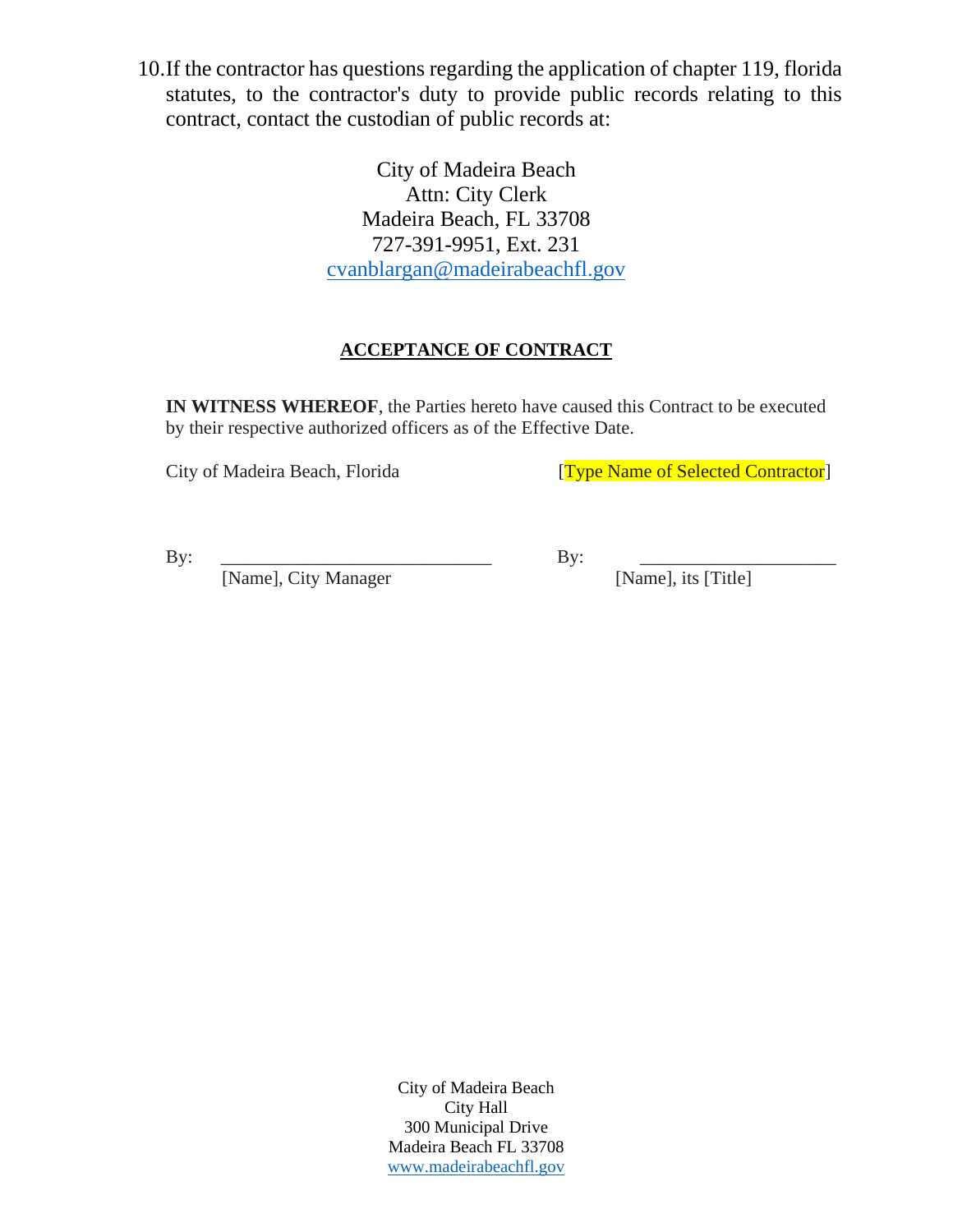10. If the contractor has questions regarding the application of chapter 119, florida statutes, to the contractor's duty to provide public records relating to this contract, contact the custodian of public records at:

City of Madeira Beach
Attn: City Clerk
Madeira Beach, FL 33708
727-391-9951, Ext. 231
cvanblargan@madeirabeachfl.gov

## ACCEPTANCE OF CONTRACT

**IN WITNESS WHEREOF**, the Parties hereto have caused this Contract to be executed by their respective authorized officers as of the Effective Date.

City of Madeira Beach, Florida

By: \_\_\_\_\_\_\_\_\_\_\_\_\_\_\_\_\_\_\_\_\_\_\_\_\_\_\_\_\_\_
[Name], City Manager

[Type Name of Selected Contractor]

By: \_\_\_\_\_\_\_\_\_\_\_\_\_\_\_\_\_\_\_\_\_\_
[Name], its [Title]

City of Madeira Beach
City Hall
300 Municipal Drive
Madeira Beach FL 33708
www.madeirabeachfl.gov